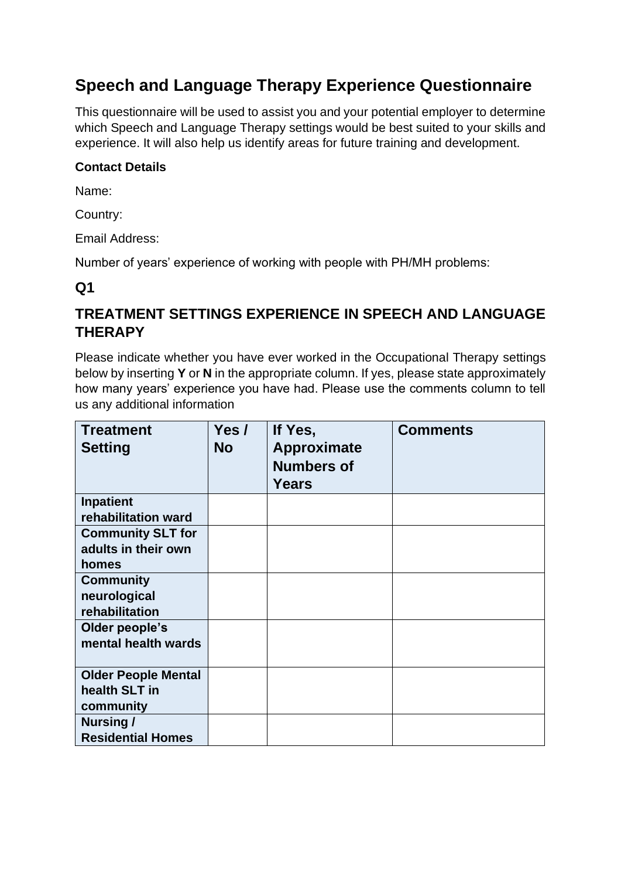# Speech and Language Therapy Experience Questionnaire

This questionnaire will be used to assist you and your potential employer to determine which Speech and Language Therapy settings would be best suited to your skills and experience. It will also help us identify areas for future training and development.

**Contact Details**

Name:

Country:

Email Address:

Number of years' experience of working with people with PH/MH problems:

## Q1

## TREATMENT SETTINGS EXPERIENCE IN SPEECH AND LANGUAGE THERAPY

Please indicate whether you have ever worked in the Occupational Therapy settings below by inserting **Y** or **N** in the appropriate column. If yes, please state approximately how many years' experience you have had. Please use the comments column to tell us any additional information

| Treatment Setting | Yes / No | If Yes, Approximate Numbers of Years | Comments |
|---|---|---|---|
| **Inpatient rehabilitation ward** | | | |
| **Community SLT for adults in their own homes** | | | |
| **Community neurological rehabilitation** | | | |
| **Older people's mental health wards** | | | |
| **Older People Mental health SLT in community** | | | |
| **Nursing / Residential Homes** | | | |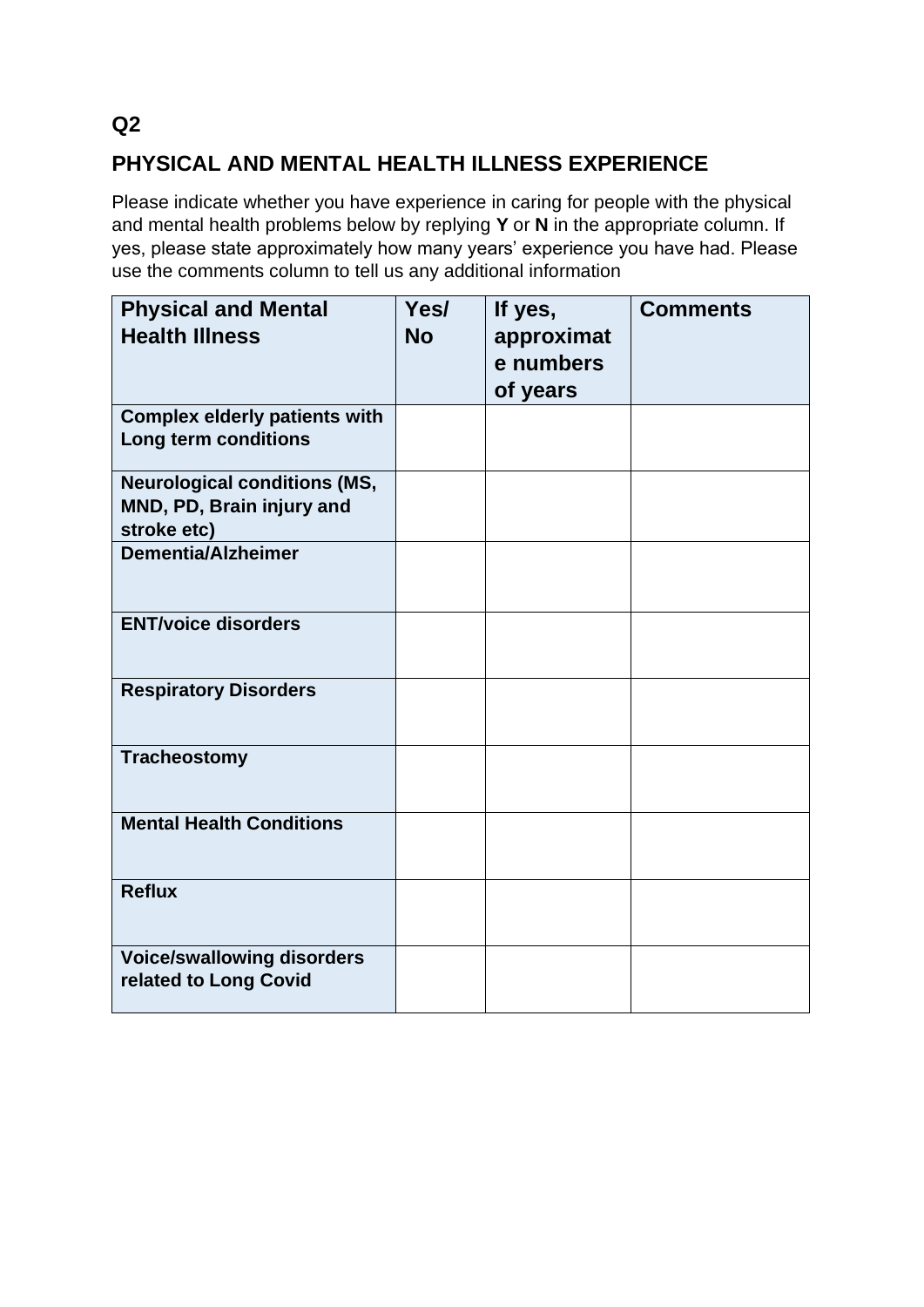## Q2

## PHYSICAL AND MENTAL HEALTH ILLNESS EXPERIENCE

Please indicate whether you have experience in caring for people with the physical and mental health problems below by replying **Y** or **N** in the appropriate column. If yes, please state approximately how many years' experience you have had. Please use the comments column to tell us any additional information

| Physical and Mental Health Illness | Yes/ No | If yes, approximate numbers of years | Comments |
|---|---|---|---|
| **Complex elderly patients with Long term conditions** | | | |
| **Neurological conditions (MS, MND, PD, Brain injury and stroke etc)** | | | |
| **Dementia/Alzheimer** | | | |
| **ENT/voice disorders** | | | |
| **Respiratory Disorders** | | | |
| **Tracheostomy** | | | |
| **Mental Health Conditions** | | | |
| **Reflux** | | | |
| **Voice/swallowing disorders related to Long Covid** | | | |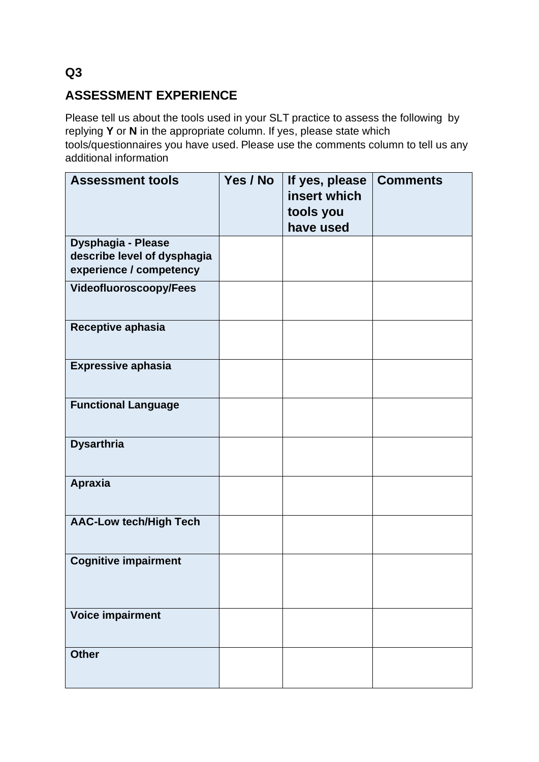**Q3**

## ASSESSMENT EXPERIENCE

Please tell us about the tools used in your SLT practice to assess the following by replying **Y** or **N** in the appropriate column. If yes, please state which tools/questionnaires you have used. Please use the comments column to tell us any additional information

| Assessment tools | Yes / No | If yes, please insert which tools you have used | Comments |
|---|---|---|---|
| **Dysphagia - Please describe level of dysphagia experience / competency** | | | |
| **Videofluoroscoopy/Fees** | | | |
| **Receptive aphasia** | | | |
| **Expressive aphasia** | | | |
| **Functional Language** | | | |
| **Dysarthria** | | | |
| **Apraxia** | | | |
| **AAC-Low tech/High Tech** | | | |
| **Cognitive impairment** | | | |
| **Voice impairment** | | | |
| **Other** | | | |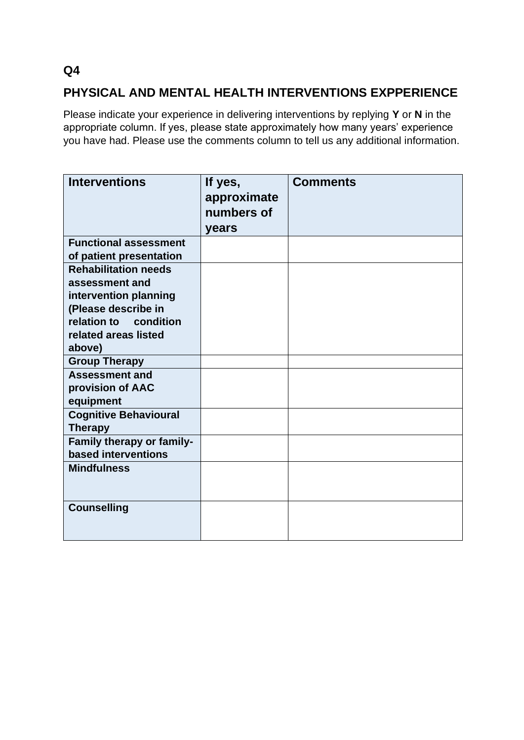**Q4**

## PHYSICAL AND MENTAL HEALTH INTERVENTIONS EXPPERIENCE

Please indicate your experience in delivering interventions by replying **Y** or **N** in the appropriate column. If yes, please state approximately how many years' experience you have had. Please use the comments column to tell us any additional information.

| Interventions | If yes, approximate numbers of years | Comments |
|---|---|---|
| **Functional assessment of patient presentation** | | |
| **Rehabilitation needs assessment and intervention planning (Please describe in relation to condition related areas listed above)** | | |
| **Group Therapy** | | |
| **Assessment and provision of AAC equipment** | | |
| **Cognitive Behavioural Therapy** | | |
| **Family therapy or family-based interventions** | | |
| **Mindfulness** | | |
| **Counselling** | | |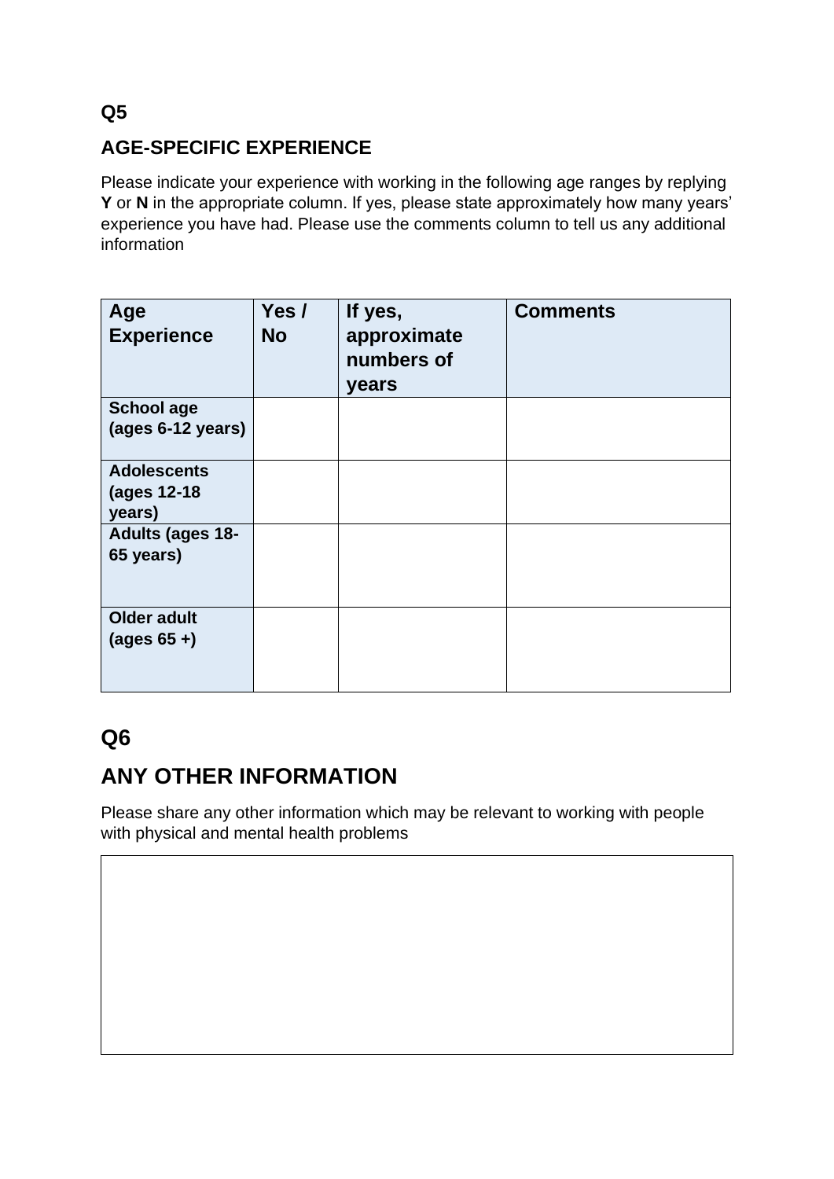## Q5

### AGE-SPECIFIC EXPERIENCE

Please indicate your experience with working in the following age ranges by replying **Y** or **N** in the appropriate column. If yes, please state approximately how many years' experience you have had. Please use the comments column to tell us any additional information

| Age Experience | Yes / No | If yes, approximate numbers of years | Comments |
| --- | --- | --- | --- |
| **School age (ages 6-12 years)** | | | |
| **Adolescents (ages 12-18 years)** | | | |
| **Adults (ages 18-65 years)** | | | |
| **Older adult (ages 65 +)** | | | |

## Q6

## ANY OTHER INFORMATION

Please share any other information which may be relevant to working with people with physical and mental health problems